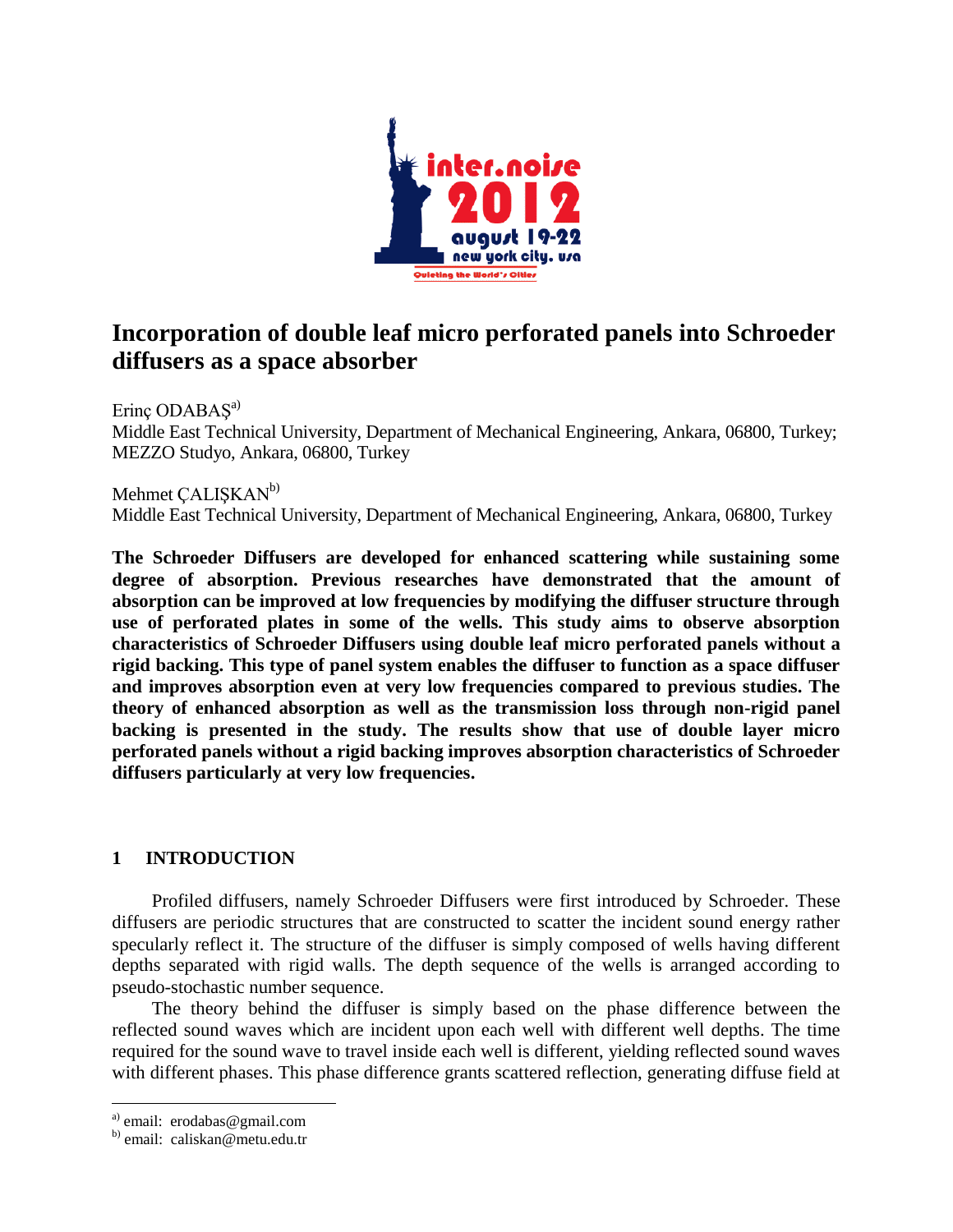# Incorporation of double leaf micro perforated panels into Schroeder diffusers as a space absorber

Erinç ODABAŞ[a)]
Middle East Technical University, Department of Mechanical Engineering, Ankara, 06800, Turkey; MEZZO Studyo, Ankara, 06800, Turkey

Mehmet ÇALIŞKAN[b)]
Middle East Technical University, Department of Mechanical Engineering, Ankara, 06800, Turkey

**The Schroeder Diffusers are developed for enhanced scattering while sustaining some degree of absorption. Previous researches have demonstrated that the amount of absorption can be improved at low frequencies by modifying the diffuser structure through use of perforated plates in some of the wells. This study aims to observe absorption characteristics of Schroeder Diffusers using double leaf micro perforated panels without a rigid backing. This type of panel system enables the diffuser to function as a space diffuser and improves absorption even at very low frequencies compared to previous studies. The theory of enhanced absorption as well as the transmission loss through non-rigid panel backing is presented in the study. The results show that use of double layer micro perforated panels without a rigid backing improves absorption characteristics of Schroeder diffusers particularly at very low frequencies.**

## 1 INTRODUCTION

Profiled diffusers, namely Schroeder Diffusers were first introduced by Schroeder. These diffusers are periodic structures that are constructed to scatter the incident sound energy rather specularly reflect it. The structure of the diffuser is simply composed of wells having different depths separated with rigid walls. The depth sequence of the wells is arranged according to pseudo-stochastic number sequence.

The theory behind the diffuser is simply based on the phase difference between the reflected sound waves which are incident upon each well with different well depths. The time required for the sound wave to travel inside each well is different, yielding reflected sound waves with different phases. This phase difference grants scattered reflection, generating diffuse field at

[a)] email: erodabas@gmail.com
[b)] email: caliskan@metu.edu.tr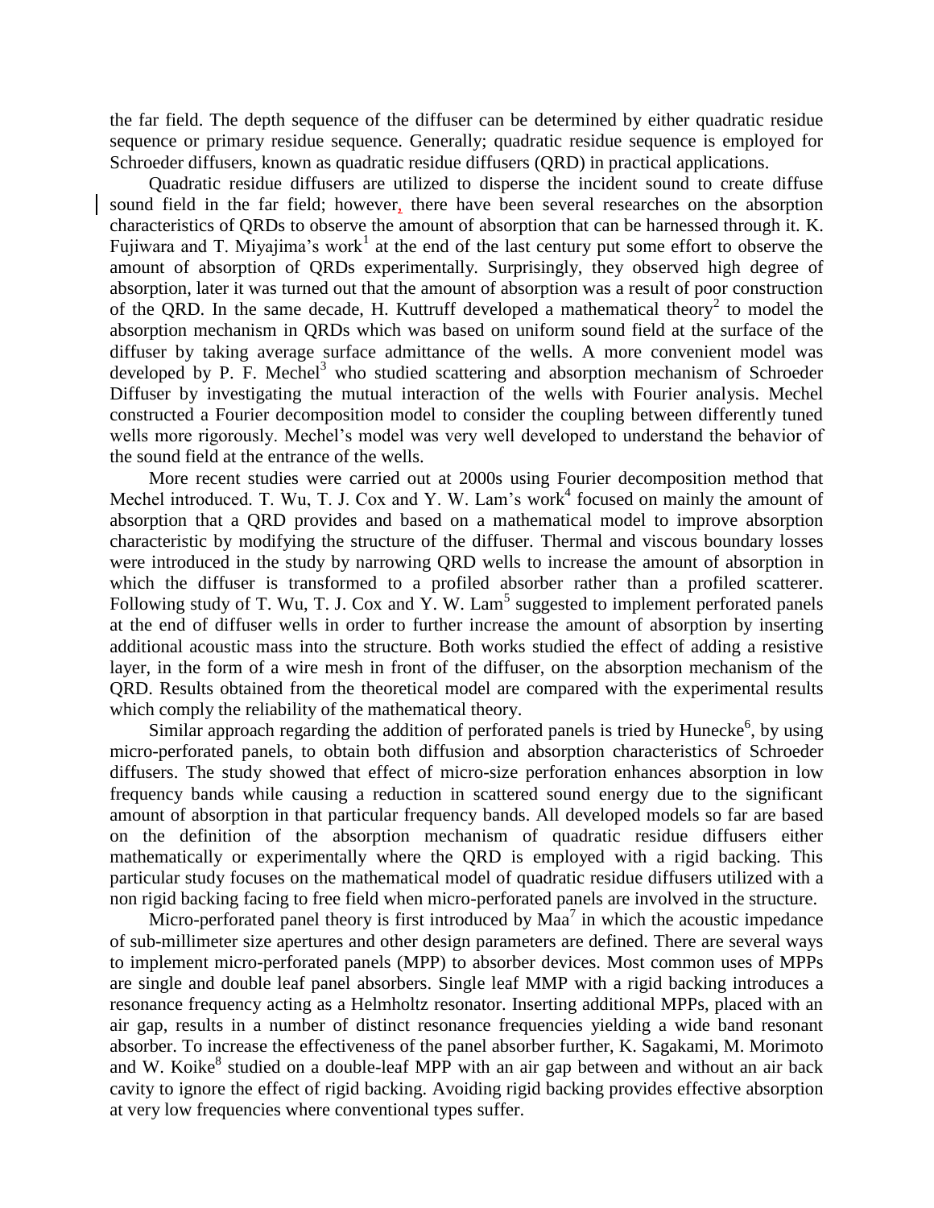the far field. The depth sequence of the diffuser can be determined by either quadratic residue sequence or primary residue sequence. Generally; quadratic residue sequence is employed for Schroeder diffusers, known as quadratic residue diffusers (QRD) in practical applications.

Quadratic residue diffusers are utilized to disperse the incident sound to create diffuse sound field in the far field; however, there have been several researches on the absorption characteristics of QRDs to observe the amount of absorption that can be harnessed through it. K. Fujiwara and T. Miyajima's work[1] at the end of the last century put some effort to observe the amount of absorption of QRDs experimentally. Surprisingly, they observed high degree of absorption, later it was turned out that the amount of absorption was a result of poor construction of the QRD. In the same decade, H. Kuttruff developed a mathematical theory[2] to model the absorption mechanism in QRDs which was based on uniform sound field at the surface of the diffuser by taking average surface admittance of the wells. A more convenient model was developed by P. F. Mechel[3] who studied scattering and absorption mechanism of Schroeder Diffuser by investigating the mutual interaction of the wells with Fourier analysis. Mechel constructed a Fourier decomposition model to consider the coupling between differently tuned wells more rigorously. Mechel's model was very well developed to understand the behavior of the sound field at the entrance of the wells.

More recent studies were carried out at 2000s using Fourier decomposition method that Mechel introduced. T. Wu, T. J. Cox and Y. W. Lam's work[4] focused on mainly the amount of absorption that a QRD provides and based on a mathematical model to improve absorption characteristic by modifying the structure of the diffuser. Thermal and viscous boundary losses were introduced in the study by narrowing QRD wells to increase the amount of absorption in which the diffuser is transformed to a profiled absorber rather than a profiled scatterer. Following study of T. Wu, T. J. Cox and Y. W. Lam[5] suggested to implement perforated panels at the end of diffuser wells in order to further increase the amount of absorption by inserting additional acoustic mass into the structure. Both works studied the effect of adding a resistive layer, in the form of a wire mesh in front of the diffuser, on the absorption mechanism of the QRD. Results obtained from the theoretical model are compared with the experimental results which comply the reliability of the mathematical theory.

Similar approach regarding the addition of perforated panels is tried by Hunecke[6], by using micro-perforated panels, to obtain both diffusion and absorption characteristics of Schroeder diffusers. The study showed that effect of micro-size perforation enhances absorption in low frequency bands while causing a reduction in scattered sound energy due to the significant amount of absorption in that particular frequency bands. All developed models so far are based on the definition of the absorption mechanism of quadratic residue diffusers either mathematically or experimentally where the QRD is employed with a rigid backing. This particular study focuses on the mathematical model of quadratic residue diffusers utilized with a non rigid backing facing to free field when micro-perforated panels are involved in the structure.

Micro-perforated panel theory is first introduced by Maa[7] in which the acoustic impedance of sub-millimeter size apertures and other design parameters are defined. There are several ways to implement micro-perforated panels (MPP) to absorber devices. Most common uses of MPPs are single and double leaf panel absorbers. Single leaf MMP with a rigid backing introduces a resonance frequency acting as a Helmholtz resonator. Inserting additional MPPs, placed with an air gap, results in a number of distinct resonance frequencies yielding a wide band resonant absorber. To increase the effectiveness of the panel absorber further, K. Sagakami, M. Morimoto and W. Koike[8] studied on a double-leaf MPP with an air gap between and without an air back cavity to ignore the effect of rigid backing. Avoiding rigid backing provides effective absorption at very low frequencies where conventional types suffer.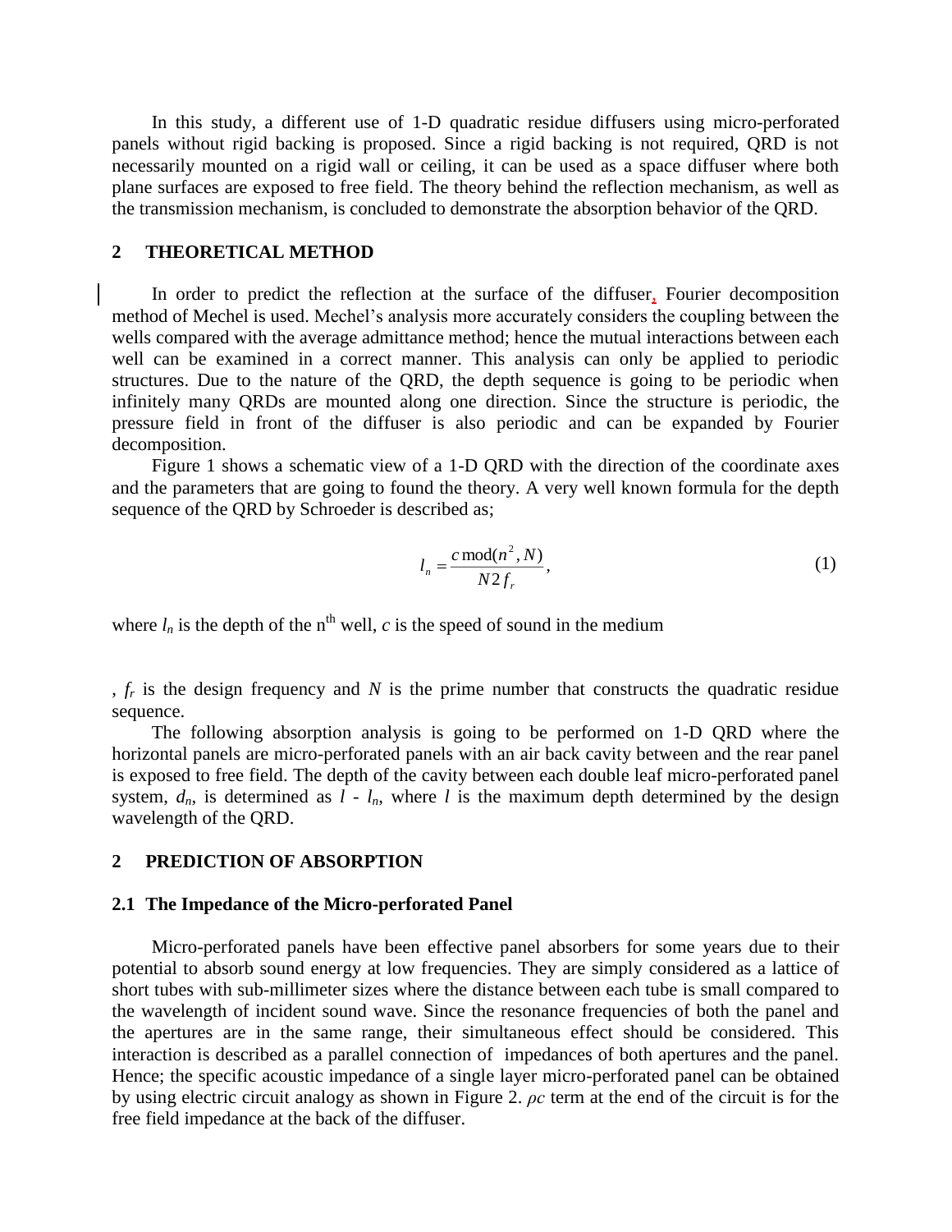In this study, a different use of 1-D quadratic residue diffusers using micro-perforated panels without rigid backing is proposed. Since a rigid backing is not required, QRD is not necessarily mounted on a rigid wall or ceiling, it can be used as a space diffuser where both plane surfaces are exposed to free field. The theory behind the reflection mechanism, as well as the transmission mechanism, is concluded to demonstrate the absorption behavior of the QRD.

## 2 THEORETICAL METHOD

In order to predict the reflection at the surface of the diffuser, Fourier decomposition method of Mechel is used. Mechel's analysis more accurately considers the coupling between the wells compared with the average admittance method; hence the mutual interactions between each well can be examined in a correct manner. This analysis can only be applied to periodic structures. Due to the nature of the QRD, the depth sequence is going to be periodic when infinitely many QRDs are mounted along one direction. Since the structure is periodic, the pressure field in front of the diffuser is also periodic and can be expanded by Fourier decomposition.

Figure 1 shows a schematic view of a 1-D QRD with the direction of the coordinate axes and the parameters that are going to found the theory. A very well known formula for the depth sequence of the QRD by Schroeder is described as;

$$l_n = \frac{c \operatorname{mod}(n^2, N)}{N 2 f_r}, \tag{1}$$

where $l_n$ is the depth of the n[th] well, $c$ is the speed of sound in the medium

, $f_r$ is the design frequency and $N$ is the prime number that constructs the quadratic residue sequence.

The following absorption analysis is going to be performed on 1-D QRD where the horizontal panels are micro-perforated panels with an air back cavity between and the rear panel is exposed to free field. The depth of the cavity between each double leaf micro-perforated panel system, $d_n$, is determined as $l$ - $l_n$, where $l$ is the maximum depth determined by the design wavelength of the QRD.

## 2 PREDICTION OF ABSORPTION

### 2.1 The Impedance of the Micro-perforated Panel

Micro-perforated panels have been effective panel absorbers for some years due to their potential to absorb sound energy at low frequencies. They are simply considered as a lattice of short tubes with sub-millimeter sizes where the distance between each tube is small compared to the wavelength of incident sound wave. Since the resonance frequencies of both the panel and the apertures are in the same range, their simultaneous effect should be considered. This interaction is described as a parallel connection of impedances of both apertures and the panel. Hence; the specific acoustic impedance of a single layer micro-perforated panel can be obtained by using electric circuit analogy as shown in Figure 2. $\rho c$ term at the end of the circuit is for the free field impedance at the back of the diffuser.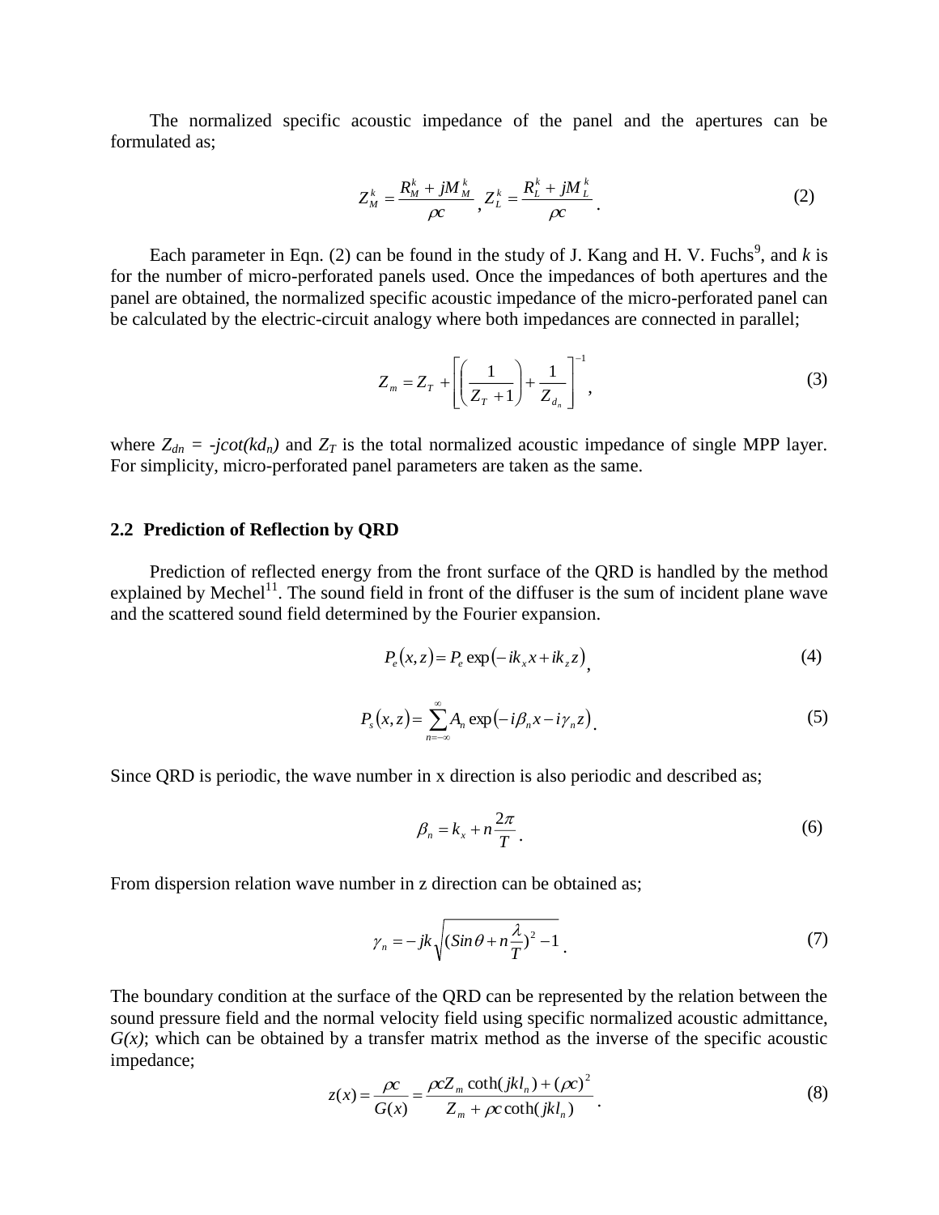The normalized specific acoustic impedance of the panel and the apertures can be formulated as;

$$Z_M^k = \frac{R_M^k + jM_M^k}{\rho c}, \; Z_L^k = \frac{R_L^k + jM_L^k}{\rho c}. \tag{2}$$

Each parameter in Eqn. (2) can be found in the study of J. Kang and H. V. Fuchs[9], and $k$ is for the number of micro-perforated panels used. Once the impedances of both apertures and the panel are obtained, the normalized specific acoustic impedance of the micro-perforated panel can be calculated by the electric-circuit analogy where both impedances are connected in parallel;

$$Z_m = Z_T + \left[ \left( \frac{1}{Z_T + 1} \right) + \frac{1}{Z_{d_n}} \right]^{-1}, \tag{3}$$

where $Z_{dn} = -j\cot(kd_n)$ and $Z_T$ is the total normalized acoustic impedance of single MPP layer. For simplicity, micro-perforated panel parameters are taken as the same.

## 2.2 Prediction of Reflection by QRD

Prediction of reflected energy from the front surface of the QRD is handled by the method explained by Mechel[11]. The sound field in front of the diffuser is the sum of incident plane wave and the scattered sound field determined by the Fourier expansion.

$$P_e(x,z) = P_e \exp(-ik_x x + ik_z z), \tag{4}$$

$$P_s(x,z) = \sum_{n=-\infty}^{\infty} A_n \exp(-i\beta_n x - i\gamma_n z). \tag{5}$$

Since QRD is periodic, the wave number in x direction is also periodic and described as;

$$\beta_n = k_x + n\frac{2\pi}{T}. \tag{6}$$

From dispersion relation wave number in z direction can be obtained as;

$$\gamma_n = -jk\sqrt{(Sin\theta + n\frac{\lambda}{T})^2 - 1}. \tag{7}$$

The boundary condition at the surface of the QRD can be represented by the relation between the sound pressure field and the normal velocity field using specific normalized acoustic admittance, $G(x)$; which can be obtained by a transfer matrix method as the inverse of the specific acoustic impedance;

$$z(x) = \frac{\rho c}{G(x)} = \frac{\rho c Z_m \coth(jkl_n) + (\rho c)^2}{Z_m + \rho c \coth(jkl_n)}. \tag{8}$$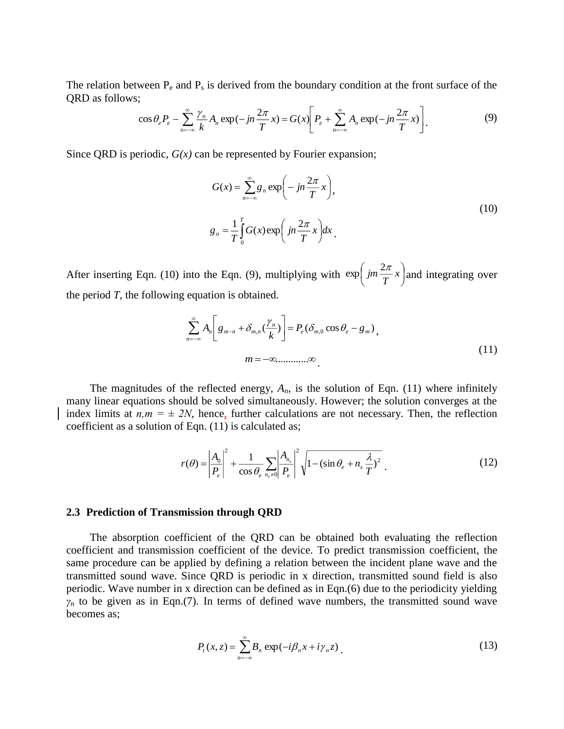The relation between $P_e$ and $P_s$ is derived from the boundary condition at the front surface of the QRD as follows;

$$\cos\theta_e P_e - \sum_{n=-\infty}^{\infty} \frac{\gamma_n}{k} A_n \exp(-jn\frac{2\pi}{T}x) = G(x)\left[P_e + \sum_{n=-\infty}^{\infty} A_n \exp(-jn\frac{2\pi}{T}x)\right]. \tag{9}$$

Since QRD is periodic, *G(x)* can be represented by Fourier expansion;

$$G(x) = \sum_{n=-\infty}^{\infty} g_n \exp\left(-jn\frac{2\pi}{T}x\right),$$

$$g_n = \frac{1}{T}\int_0^T G(x)\exp\left(jn\frac{2\pi}{T}x\right)dx. \tag{10}$$

After inserting Eqn. (10) into the Eqn. (9), multiplying with $\exp\left(jm\frac{2\pi}{T}x\right)$ and integrating over the period *T*, the following equation is obtained.

$$\sum_{n=-\infty}^{\infty} A_n\left[g_{m-n} + \delta_{m,n}(\frac{\gamma_n}{k})\right] = P_e(\delta_{m,0}\cos\theta_e - g_m),$$

$$m = -\infty............\infty. \tag{11}$$

The magnitudes of the reflected energy, $A_n$, is the solution of Eqn. (11) where infinitely many linear equations should be solved simultaneously. However; the solution converges at the index limits at $n,m = \pm 2N$, hence, further calculations are not necessary. Then, the reflection coefficient as a solution of Eqn. (11) is calculated as;

$$r(\theta) = \left|\frac{A_0}{P_e}\right|^2 + \frac{1}{\cos\theta_e}\sum_{n_s \neq 0}\left|\frac{A_{n_s}}{P_e}\right|^2 \sqrt{1-(\sin\theta_e + n_s\frac{\lambda}{T})^2}. \tag{12}$$

### 2.3 Prediction of Transmission through QRD

The absorption coefficient of the QRD can be obtained both evaluating the reflection coefficient and transmission coefficient of the device. To predict transmission coefficient, the same procedure can be applied by defining a relation between the incident plane wave and the transmitted sound wave. Since QRD is periodic in x direction, transmitted sound field is also periodic. Wave number in x direction can be defined as in Eqn.(6) due to the periodicity yielding $\gamma_n$ to be given as in Eqn.(7). In terms of defined wave numbers, the transmitted sound wave becomes as;

$$P_t(x,z) = \sum_{n=-\infty}^{\infty} B_n \exp(-i\beta_n x + i\gamma_n z). \tag{13}$$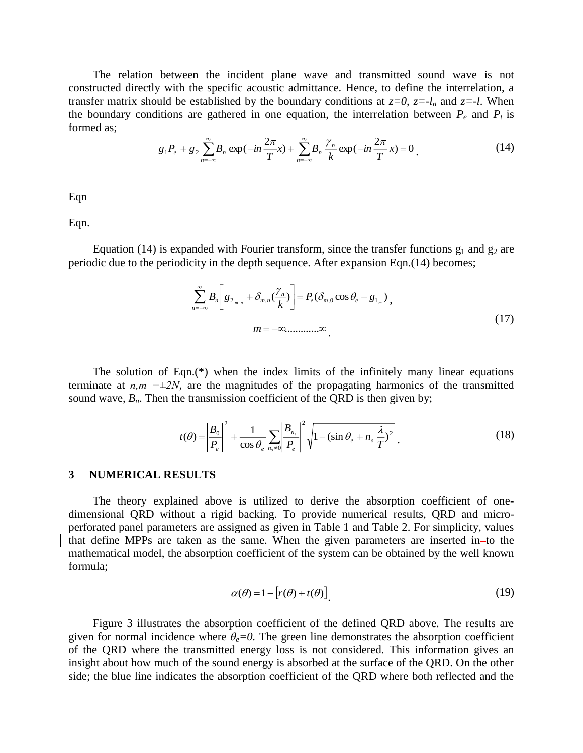The relation between the incident plane wave and transmitted sound wave is not constructed directly with the specific acoustic admittance. Hence, to define the interrelation, a transfer matrix should be established by the boundary conditions at $z=0$, $z=-l_n$ and $z=-l$. When the boundary conditions are gathered in one equation, the interrelation between $P_e$ and $P_t$ is formed as;

$$g_1 P_e + g_2 \sum_{n=-\infty}^{\infty} B_n \exp(-in\frac{2\pi}{T}x) + \sum_{n=-\infty}^{\infty} B_n \frac{\gamma_n}{k} \exp(-in\frac{2\pi}{T}x) = 0 \,. \tag{14}$$

Eqn

Eqn.

Equation (14) is expanded with Fourier transform, since the transfer functions $g_1$ and $g_2$ are periodic due to the periodicity in the depth sequence. After expansion Eqn.(14) becomes;

$$\sum_{n=-\infty}^{\infty} B_n \left[ g_{2_{m-n}} + \delta_{m,n}(\frac{\gamma_n}{k}) \right] = P_e(\delta_{m,0}\cos\theta_e - g_{1_m}) \,,$$
$$m = -\infty............\infty \,. \tag{17}$$

The solution of Eqn.(*) when the index limits of the infinitely many linear equations terminate at $n,m = \pm 2N$, are the magnitudes of the propagating harmonics of the transmitted sound wave, $B_n$. Then the transmission coefficient of the QRD is then given by;

$$t(\theta) = \left|\frac{B_0}{P_e}\right|^2 + \frac{1}{\cos\theta_e} \sum_{n_s \neq 0} \left|\frac{B_{n_s}}{P_e}\right|^2 \sqrt{1-(\sin\theta_e + n_s\frac{\lambda}{T})^2} \,. \tag{18}$$

## 3 NUMERICAL RESULTS

The theory explained above is utilized to derive the absorption coefficient of one-dimensional QRD without a rigid backing. To provide numerical results, QRD and micro-perforated panel parameters are assigned as given in Table 1 and Table 2. For simplicity, values that define MPPs are taken as the same. When the given parameters are inserted into the mathematical model, the absorption coefficient of the system can be obtained by the well known formula;

$$\alpha(\theta) = 1 - \left[ r(\theta) + t(\theta) \right] \,. \tag{19}$$

Figure 3 illustrates the absorption coefficient of the defined QRD above. The results are given for normal incidence where $\theta_e=0$. The green line demonstrates the absorption coefficient of the QRD where the transmitted energy loss is not considered. This information gives an insight about how much of the sound energy is absorbed at the surface of the QRD. On the other side; the blue line indicates the absorption coefficient of the QRD where both reflected and the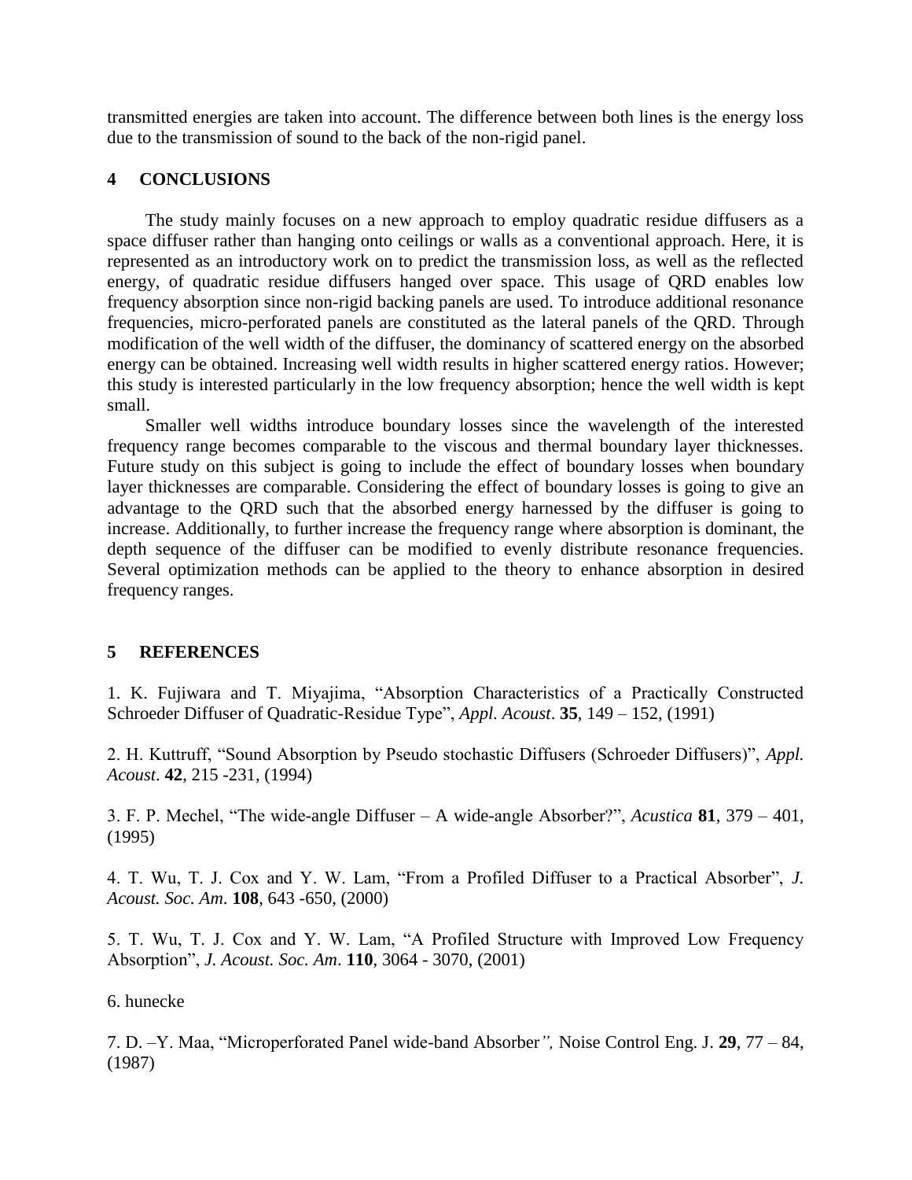transmitted energies are taken into account. The difference between both lines is the energy loss due to the transmission of sound to the back of the non-rigid panel.

## 4 CONCLUSIONS

The study mainly focuses on a new approach to employ quadratic residue diffusers as a space diffuser rather than hanging onto ceilings or walls as a conventional approach. Here, it is represented as an introductory work on to predict the transmission loss, as well as the reflected energy, of quadratic residue diffusers hanged over space. This usage of QRD enables low frequency absorption since non-rigid backing panels are used. To introduce additional resonance frequencies, micro-perforated panels are constituted as the lateral panels of the QRD. Through modification of the well width of the diffuser, the dominancy of scattered energy on the absorbed energy can be obtained. Increasing well width results in higher scattered energy ratios. However; this study is interested particularly in the low frequency absorption; hence the well width is kept small.

Smaller well widths introduce boundary losses since the wavelength of the interested frequency range becomes comparable to the viscous and thermal boundary layer thicknesses. Future study on this subject is going to include the effect of boundary losses when boundary layer thicknesses are comparable. Considering the effect of boundary losses is going to give an advantage to the QRD such that the absorbed energy harnessed by the diffuser is going to increase. Additionally, to further increase the frequency range where absorption is dominant, the depth sequence of the diffuser can be modified to evenly distribute resonance frequencies. Several optimization methods can be applied to the theory to enhance absorption in desired frequency ranges.

## 5 REFERENCES

1. K. Fujiwara and T. Miyajima, "Absorption Characteristics of a Practically Constructed Schroeder Diffuser of Quadratic-Residue Type", *Appl. Acoust*. **35**, 149 – 152, (1991)

2. H. Kuttruff, "Sound Absorption by Pseudo stochastic Diffusers (Schroeder Diffusers)", *Appl. Acoust*. **42**, 215 -231, (1994)

3. F. P. Mechel, "The wide-angle Diffuser – A wide-angle Absorber?", *Acustica* **81**, 379 – 401, (1995)

4. T. Wu, T. J. Cox and Y. W. Lam, "From a Profiled Diffuser to a Practical Absorber", *J. Acoust. Soc. Am*. **108**, 643 -650, (2000)

5. T. Wu, T. J. Cox and Y. W. Lam, "A Profiled Structure with Improved Low Frequency Absorption", *J. Acoust. Soc. Am*. **110**, 3064 - 3070, (2001)

6. hunecke

7. D. –Y. Maa, "Microperforated Panel wide-band Absorber*",* Noise Control Eng. J. **29**, 77 – 84, (1987)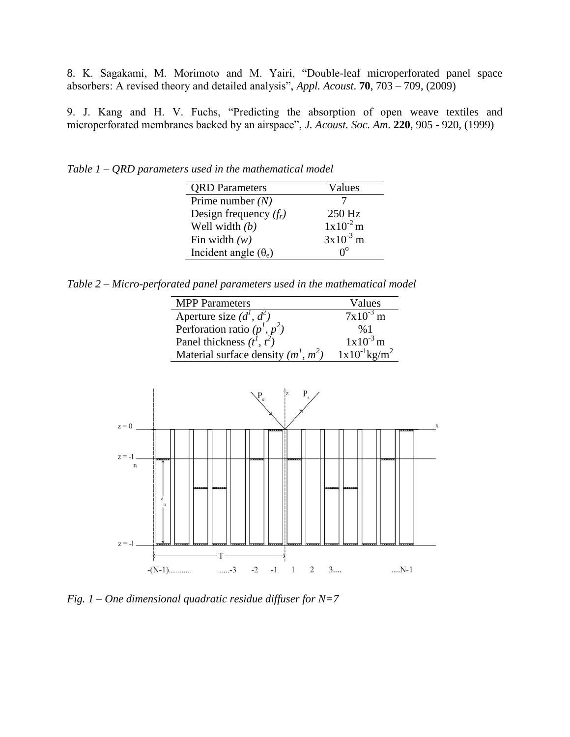8. K. Sagakami, M. Morimoto and M. Yairi, "Double-leaf microperforated panel space absorbers: A revised theory and detailed analysis", *Appl. Acoust.* **70**, 703 – 709, (2009)

9. J. Kang and H. V. Fuchs, "Predicting the absorption of open weave textiles and microperforated membranes backed by an airspace", *J. Acoust. Soc. Am.* **220**, 905 - 920, (1999)

*Table 1 – QRD parameters used in the mathematical model*

| QRD Parameters | Values |
|---|---|
| Prime number *(N)* | 7 |
| Design frequency $(f_r)$ | 250 Hz |
| Well width *(b)* | $1x10^{-2}$ m |
| Fin width *(w)* | $3x10^{-3}$ m |
| Incident angle $(\theta_e)$ | $0^o$ |

*Table 2 – Micro-perforated panel parameters used in the mathematical model*

| MPP Parameters | Values |
|---|---|
| Aperture size $(d^1, d^2)$ | $7x10^{-3}$ m |
| Perforation ratio $(p^1, p^2)$ | %1 |
| Panel thickness $(t^1, t^2)$ | $1x10^{-3}$ m |
| Material surface density $(m^1, m^2)$ | $1x10^{-1}$kg/m$^2$ |

*Fig. 1 – One dimensional quadratic residue diffuser for N=7*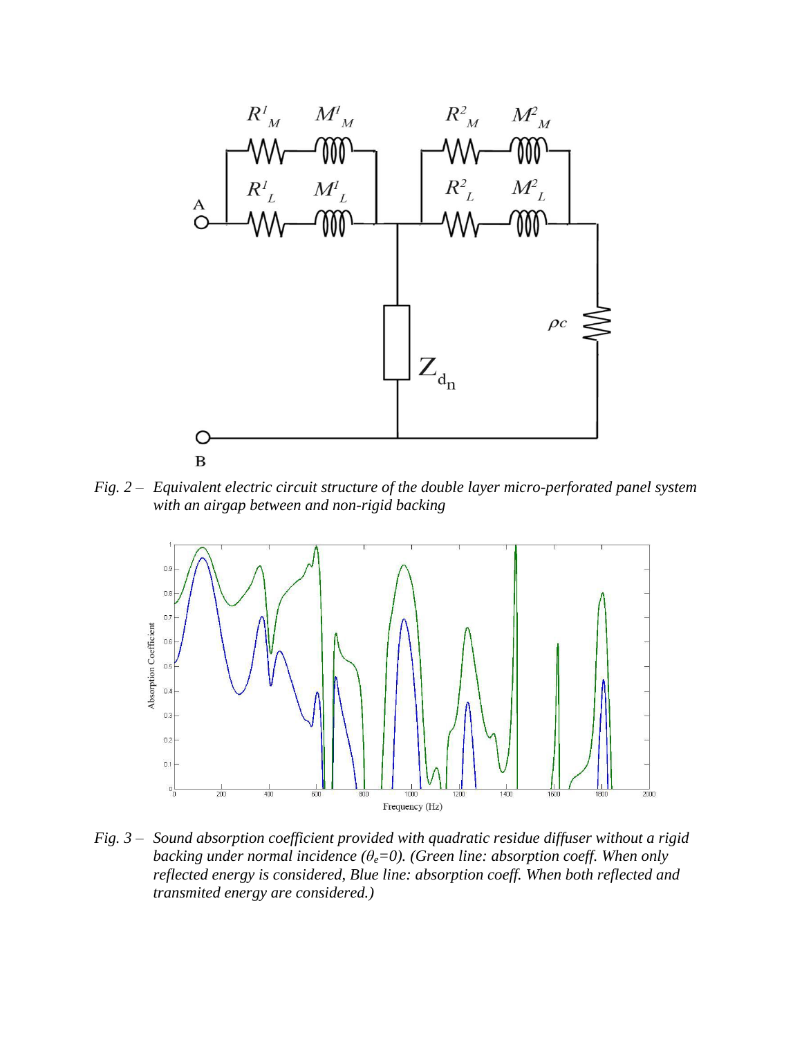$R^1_M$ $M^1_M$ $R^2_M$ $M^2_M$

$R^1_L$ $M^1_L$ $R^2_L$ $M^2_L$

A

$\rho c$

$Z_{d_n}$

B

*Fig. 2 – Equivalent electric circuit structure of the double layer micro-perforated panel system with an airgap between and non-rigid backing*

Absorption Coefficient

0 0.1 0.2 0.3 0.4 0.5 0.6 0.7 0.8 0.9 1

0 200 400 600 800 1000 1200 1400 1600 1800 2000

Frequency (Hz)

*Fig. 3 – Sound absorption coefficient provided with quadratic residue diffuser without a rigid backing under normal incidence ($\theta_e$=0). (Green line: absorption coeff. When only reflected energy is considered, Blue line: absorption coeff. When both reflected and transmited energy are considered.)*